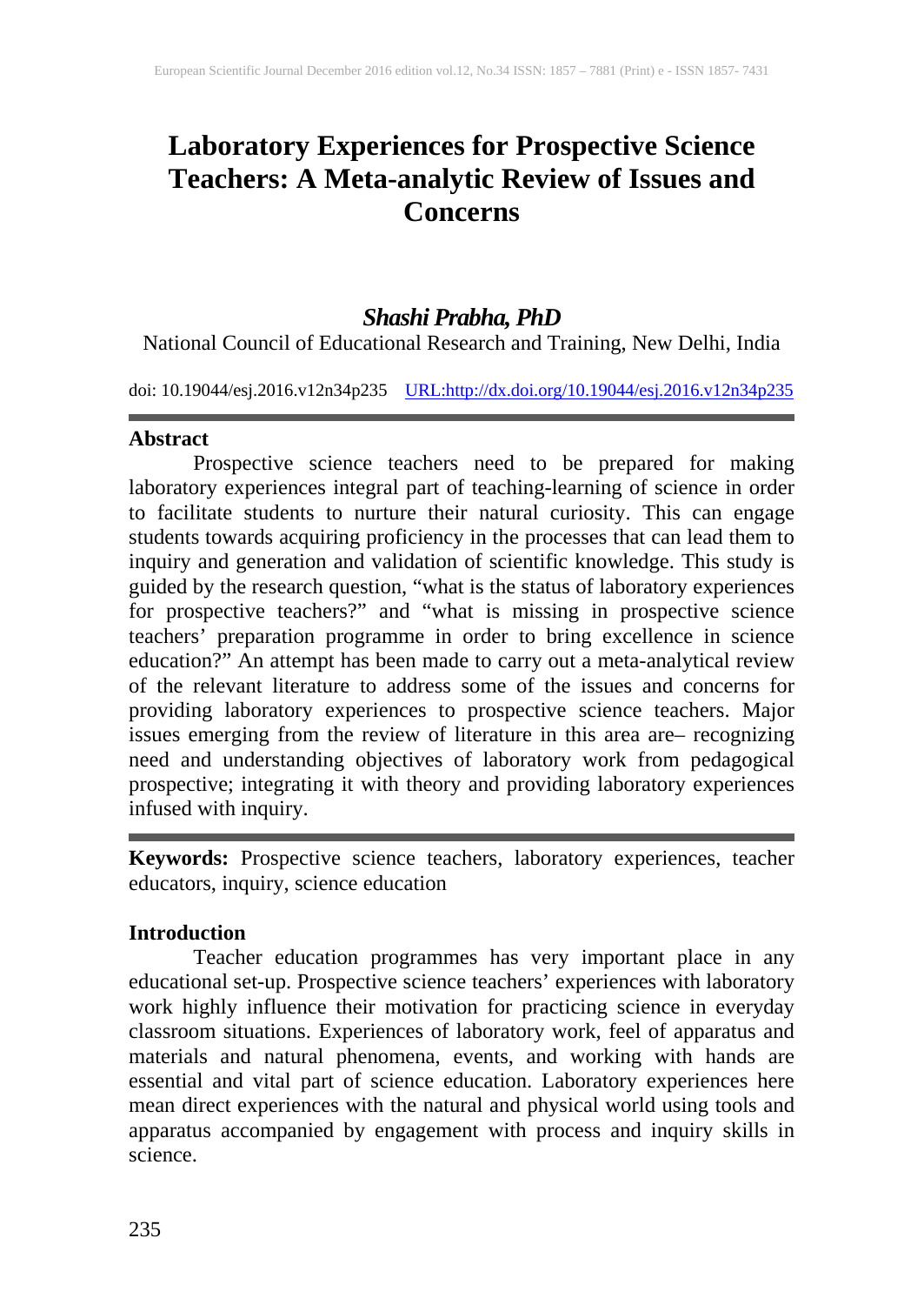# Laboratory Experiences for Prospective Science Teachers: A Meta-analytic Review of Issues and Concerns

***Shashi Prabha, PhD***

National Council of Educational Research and Training, New Delhi, India

doi: 10.19044/esj.2016.v12n34p235 URL:http://dx.doi.org/10.19044/esj.2016.v12n34p235

## Abstract

Prospective science teachers need to be prepared for making laboratory experiences integral part of teaching-learning of science in order to facilitate students to nurture their natural curiosity. This can engage students towards acquiring proficiency in the processes that can lead them to inquiry and generation and validation of scientific knowledge. This study is guided by the research question, "what is the status of laboratory experiences for prospective teachers?" and "what is missing in prospective science teachers' preparation programme in order to bring excellence in science education?" An attempt has been made to carry out a meta-analytical review of the relevant literature to address some of the issues and concerns for providing laboratory experiences to prospective science teachers. Major issues emerging from the review of literature in this area are– recognizing need and understanding objectives of laboratory work from pedagogical prospective; integrating it with theory and providing laboratory experiences infused with inquiry.

**Keywords:** Prospective science teachers, laboratory experiences, teacher educators, inquiry, science education

## Introduction

Teacher education programmes has very important place in any educational set-up. Prospective science teachers' experiences with laboratory work highly influence their motivation for practicing science in everyday classroom situations. Experiences of laboratory work, feel of apparatus and materials and natural phenomena, events, and working with hands are essential and vital part of science education. Laboratory experiences here mean direct experiences with the natural and physical world using tools and apparatus accompanied by engagement with process and inquiry skills in science.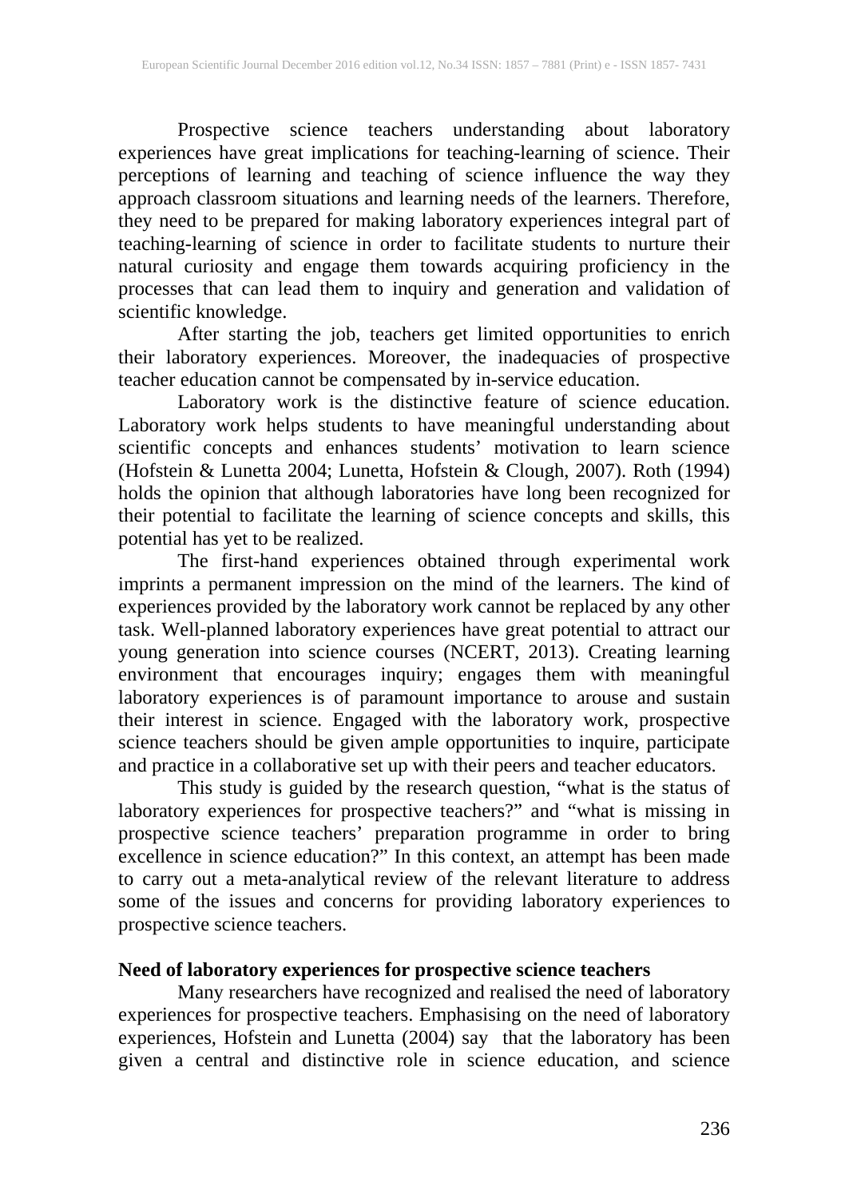Prospective science teachers understanding about laboratory experiences have great implications for teaching-learning of science. Their perceptions of learning and teaching of science influence the way they approach classroom situations and learning needs of the learners. Therefore, they need to be prepared for making laboratory experiences integral part of teaching-learning of science in order to facilitate students to nurture their natural curiosity and engage them towards acquiring proficiency in the processes that can lead them to inquiry and generation and validation of scientific knowledge.

After starting the job, teachers get limited opportunities to enrich their laboratory experiences. Moreover, the inadequacies of prospective teacher education cannot be compensated by in-service education.

Laboratory work is the distinctive feature of science education. Laboratory work helps students to have meaningful understanding about scientific concepts and enhances students' motivation to learn science (Hofstein & Lunetta 2004; Lunetta, Hofstein & Clough, 2007). Roth (1994) holds the opinion that although laboratories have long been recognized for their potential to facilitate the learning of science concepts and skills, this potential has yet to be realized.

The first-hand experiences obtained through experimental work imprints a permanent impression on the mind of the learners. The kind of experiences provided by the laboratory work cannot be replaced by any other task. Well-planned laboratory experiences have great potential to attract our young generation into science courses (NCERT, 2013). Creating learning environment that encourages inquiry; engages them with meaningful laboratory experiences is of paramount importance to arouse and sustain their interest in science. Engaged with the laboratory work, prospective science teachers should be given ample opportunities to inquire, participate and practice in a collaborative set up with their peers and teacher educators.

This study is guided by the research question, "what is the status of laboratory experiences for prospective teachers?" and "what is missing in prospective science teachers' preparation programme in order to bring excellence in science education?" In this context, an attempt has been made to carry out a meta-analytical review of the relevant literature to address some of the issues and concerns for providing laboratory experiences to prospective science teachers.

## Need of laboratory experiences for prospective science teachers

Many researchers have recognized and realised the need of laboratory experiences for prospective teachers. Emphasising on the need of laboratory experiences, Hofstein and Lunetta (2004) say that the laboratory has been given a central and distinctive role in science education, and science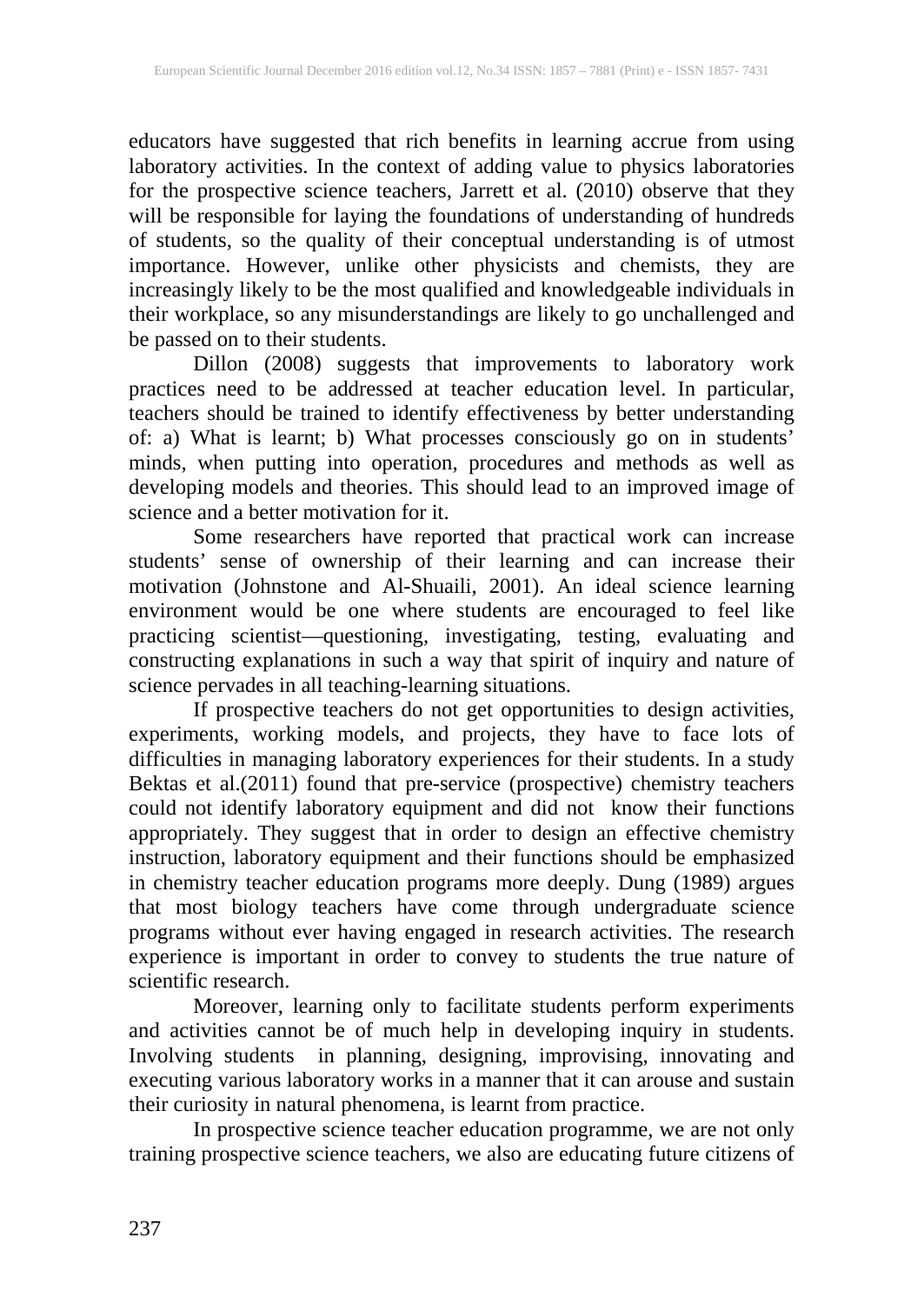educators have suggested that rich benefits in learning accrue from using laboratory activities. In the context of adding value to physics laboratories for the prospective science teachers, Jarrett et al. (2010) observe that they will be responsible for laying the foundations of understanding of hundreds of students, so the quality of their conceptual understanding is of utmost importance. However, unlike other physicists and chemists, they are increasingly likely to be the most qualified and knowledgeable individuals in their workplace, so any misunderstandings are likely to go unchallenged and be passed on to their students.

Dillon (2008) suggests that improvements to laboratory work practices need to be addressed at teacher education level. In particular, teachers should be trained to identify effectiveness by better understanding of: a) What is learnt; b) What processes consciously go on in students' minds, when putting into operation, procedures and methods as well as developing models and theories. This should lead to an improved image of science and a better motivation for it.

Some researchers have reported that practical work can increase students' sense of ownership of their learning and can increase their motivation (Johnstone and Al-Shuaili, 2001). An ideal science learning environment would be one where students are encouraged to feel like practicing scientist—questioning, investigating, testing, evaluating and constructing explanations in such a way that spirit of inquiry and nature of science pervades in all teaching-learning situations.

If prospective teachers do not get opportunities to design activities, experiments, working models, and projects, they have to face lots of difficulties in managing laboratory experiences for their students. In a study Bektas et al.(2011) found that pre-service (prospective) chemistry teachers could not identify laboratory equipment and did not know their functions appropriately. They suggest that in order to design an effective chemistry instruction, laboratory equipment and their functions should be emphasized in chemistry teacher education programs more deeply. Dung (1989) argues that most biology teachers have come through undergraduate science programs without ever having engaged in research activities. The research experience is important in order to convey to students the true nature of scientific research.

Moreover, learning only to facilitate students perform experiments and activities cannot be of much help in developing inquiry in students. Involving students in planning, designing, improvising, innovating and executing various laboratory works in a manner that it can arouse and sustain their curiosity in natural phenomena, is learnt from practice.

In prospective science teacher education programme, we are not only training prospective science teachers, we also are educating future citizens of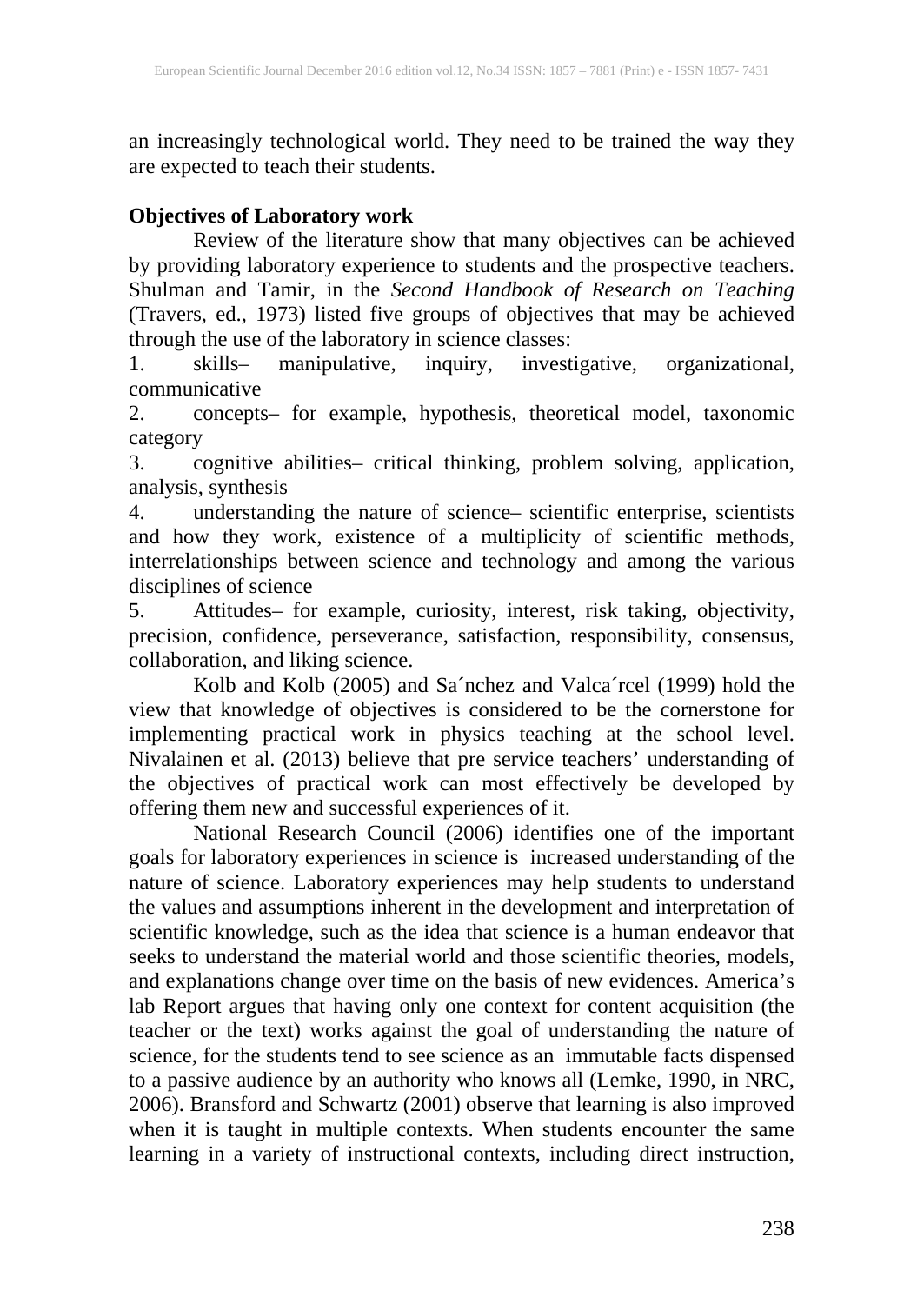an increasingly technological world. They need to be trained the way they are expected to teach their students.

**Objectives of Laboratory work**

Review of the literature show that many objectives can be achieved by providing laboratory experience to students and the prospective teachers. Shulman and Tamir, in the *Second Handbook of Research on Teaching* (Travers, ed., 1973) listed five groups of objectives that may be achieved through the use of the laboratory in science classes:

1. skills– manipulative, inquiry, investigative, organizational, communicative
2. concepts– for example, hypothesis, theoretical model, taxonomic category
3. cognitive abilities– critical thinking, problem solving, application, analysis, synthesis
4. understanding the nature of science– scientific enterprise, scientists and how they work, existence of a multiplicity of scientific methods, interrelationships between science and technology and among the various disciplines of science
5. Attitudes– for example, curiosity, interest, risk taking, objectivity, precision, confidence, perseverance, satisfaction, responsibility, consensus, collaboration, and liking science.

Kolb and Kolb (2005) and Sa´nchez and Valca´rcel (1999) hold the view that knowledge of objectives is considered to be the cornerstone for implementing practical work in physics teaching at the school level. Nivalainen et al. (2013) believe that pre service teachers' understanding of the objectives of practical work can most effectively be developed by offering them new and successful experiences of it.

National Research Council (2006) identifies one of the important goals for laboratory experiences in science is increased understanding of the nature of science. Laboratory experiences may help students to understand the values and assumptions inherent in the development and interpretation of scientific knowledge, such as the idea that science is a human endeavor that seeks to understand the material world and those scientific theories, models, and explanations change over time on the basis of new evidences. America's lab Report argues that having only one context for content acquisition (the teacher or the text) works against the goal of understanding the nature of science, for the students tend to see science as an immutable facts dispensed to a passive audience by an authority who knows all (Lemke, 1990, in NRC, 2006). Bransford and Schwartz (2001) observe that learning is also improved when it is taught in multiple contexts. When students encounter the same learning in a variety of instructional contexts, including direct instruction,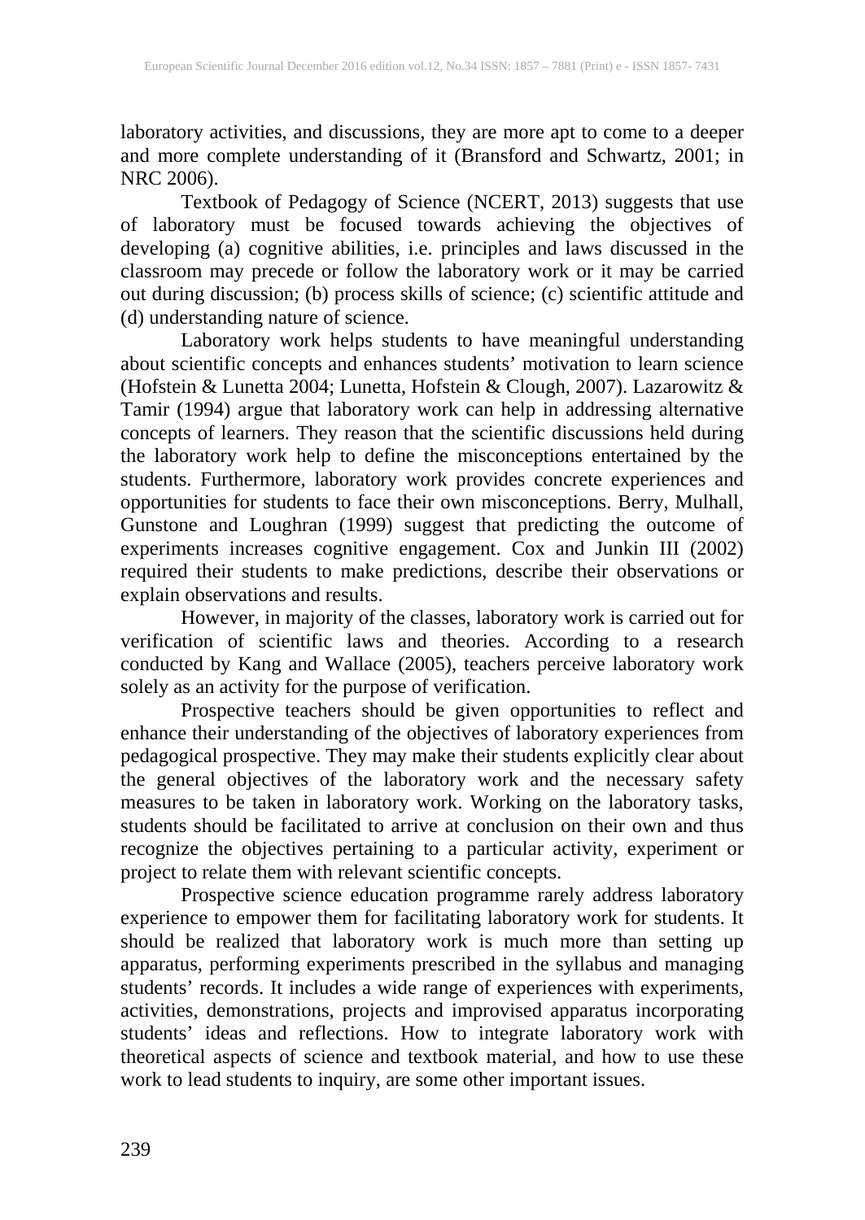laboratory activities, and discussions, they are more apt to come to a deeper and more complete understanding of it (Bransford and Schwartz, 2001; in NRC 2006).

Textbook of Pedagogy of Science (NCERT, 2013) suggests that use of laboratory must be focused towards achieving the objectives of developing (a) cognitive abilities, i.e. principles and laws discussed in the classroom may precede or follow the laboratory work or it may be carried out during discussion; (b) process skills of science; (c) scientific attitude and (d) understanding nature of science.

Laboratory work helps students to have meaningful understanding about scientific concepts and enhances students' motivation to learn science (Hofstein & Lunetta 2004; Lunetta, Hofstein & Clough, 2007). Lazarowitz & Tamir (1994) argue that laboratory work can help in addressing alternative concepts of learners. They reason that the scientific discussions held during the laboratory work help to define the misconceptions entertained by the students. Furthermore, laboratory work provides concrete experiences and opportunities for students to face their own misconceptions. Berry, Mulhall, Gunstone and Loughran (1999) suggest that predicting the outcome of experiments increases cognitive engagement. Cox and Junkin III (2002) required their students to make predictions, describe their observations or explain observations and results.

However, in majority of the classes, laboratory work is carried out for verification of scientific laws and theories. According to a research conducted by Kang and Wallace (2005), teachers perceive laboratory work solely as an activity for the purpose of verification.

Prospective teachers should be given opportunities to reflect and enhance their understanding of the objectives of laboratory experiences from pedagogical prospective. They may make their students explicitly clear about the general objectives of the laboratory work and the necessary safety measures to be taken in laboratory work. Working on the laboratory tasks, students should be facilitated to arrive at conclusion on their own and thus recognize the objectives pertaining to a particular activity, experiment or project to relate them with relevant scientific concepts.

Prospective science education programme rarely address laboratory experience to empower them for facilitating laboratory work for students. It should be realized that laboratory work is much more than setting up apparatus, performing experiments prescribed in the syllabus and managing students' records. It includes a wide range of experiences with experiments, activities, demonstrations, projects and improvised apparatus incorporating students' ideas and reflections. How to integrate laboratory work with theoretical aspects of science and textbook material, and how to use these work to lead students to inquiry, are some other important issues.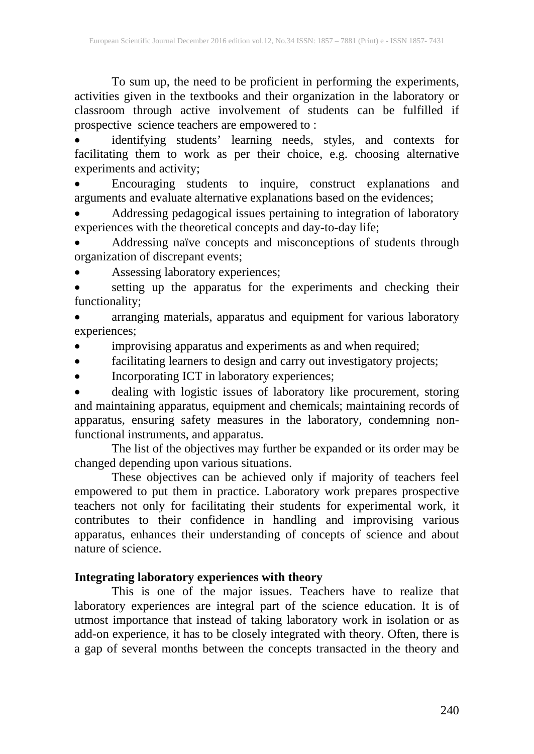To sum up, the need to be proficient in performing the experiments, activities given in the textbooks and their organization in the laboratory or classroom through active involvement of students can be fulfilled if prospective science teachers are empowered to :

- identifying students' learning needs, styles, and contexts for facilitating them to work as per their choice, e.g. choosing alternative experiments and activity;
- Encouraging students to inquire, construct explanations and arguments and evaluate alternative explanations based on the evidences;
- Addressing pedagogical issues pertaining to integration of laboratory experiences with the theoretical concepts and day-to-day life;
- Addressing naïve concepts and misconceptions of students through organization of discrepant events;
- Assessing laboratory experiences;
- setting up the apparatus for the experiments and checking their functionality;
- arranging materials, apparatus and equipment for various laboratory experiences;
- improvising apparatus and experiments as and when required;
- facilitating learners to design and carry out investigatory projects;
- Incorporating ICT in laboratory experiences;
- dealing with logistic issues of laboratory like procurement, storing and maintaining apparatus, equipment and chemicals; maintaining records of apparatus, ensuring safety measures in the laboratory, condemning non-functional instruments, and apparatus.

The list of the objectives may further be expanded or its order may be changed depending upon various situations.

These objectives can be achieved only if majority of teachers feel empowered to put them in practice. Laboratory work prepares prospective teachers not only for facilitating their students for experimental work, it contributes to their confidence in handling and improvising various apparatus, enhances their understanding of concepts of science and about nature of science.

**Integrating laboratory experiences with theory**

This is one of the major issues. Teachers have to realize that laboratory experiences are integral part of the science education. It is of utmost importance that instead of taking laboratory work in isolation or as add-on experience, it has to be closely integrated with theory. Often, there is a gap of several months between the concepts transacted in the theory and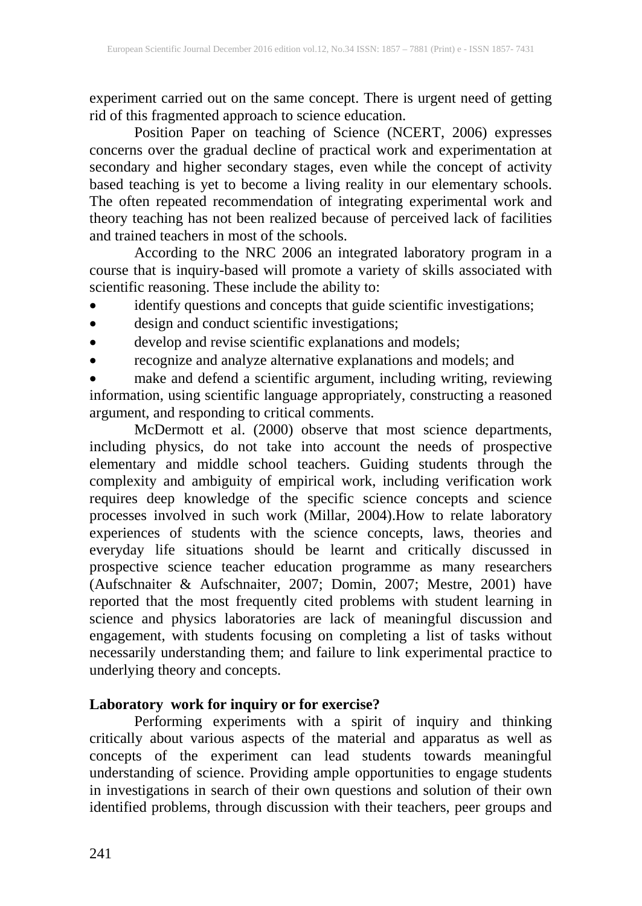experiment carried out on the same concept. There is urgent need of getting rid of this fragmented approach to science education.

Position Paper on teaching of Science (NCERT, 2006) expresses concerns over the gradual decline of practical work and experimentation at secondary and higher secondary stages, even while the concept of activity based teaching is yet to become a living reality in our elementary schools. The often repeated recommendation of integrating experimental work and theory teaching has not been realized because of perceived lack of facilities and trained teachers in most of the schools.

According to the NRC 2006 an integrated laboratory program in a course that is inquiry-based will promote a variety of skills associated with scientific reasoning. These include the ability to:

- identify questions and concepts that guide scientific investigations;
- design and conduct scientific investigations;
- develop and revise scientific explanations and models;
- recognize and analyze alternative explanations and models; and
- make and defend a scientific argument, including writing, reviewing information, using scientific language appropriately, constructing a reasoned argument, and responding to critical comments.

McDermott et al. (2000) observe that most science departments, including physics, do not take into account the needs of prospective elementary and middle school teachers. Guiding students through the complexity and ambiguity of empirical work, including verification work requires deep knowledge of the specific science concepts and science processes involved in such work (Millar, 2004).How to relate laboratory experiences of students with the science concepts, laws, theories and everyday life situations should be learnt and critically discussed in prospective science teacher education programme as many researchers (Aufschnaiter & Aufschnaiter, 2007; Domin, 2007; Mestre, 2001) have reported that the most frequently cited problems with student learning in science and physics laboratories are lack of meaningful discussion and engagement, with students focusing on completing a list of tasks without necessarily understanding them; and failure to link experimental practice to underlying theory and concepts.

**Laboratory work for inquiry or for exercise?**

Performing experiments with a spirit of inquiry and thinking critically about various aspects of the material and apparatus as well as concepts of the experiment can lead students towards meaningful understanding of science. Providing ample opportunities to engage students in investigations in search of their own questions and solution of their own identified problems, through discussion with their teachers, peer groups and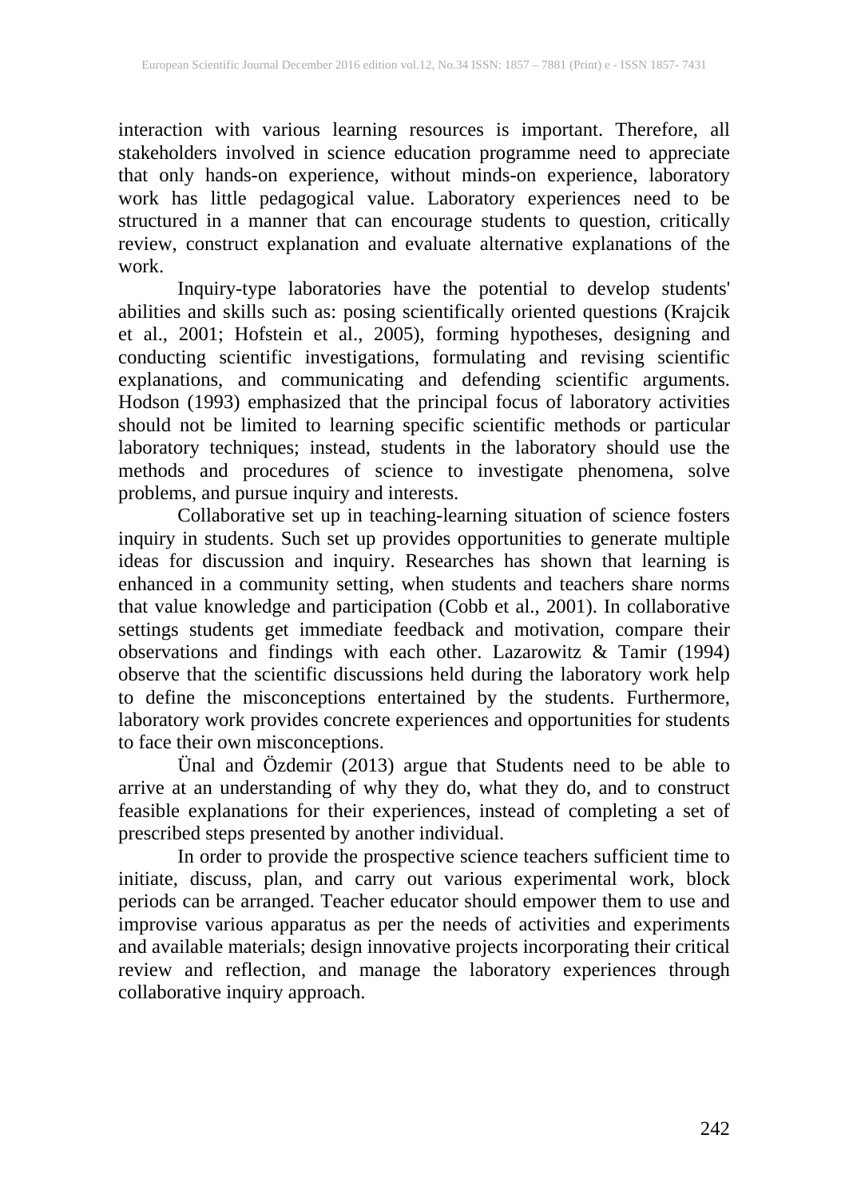interaction with various learning resources is important. Therefore, all stakeholders involved in science education programme need to appreciate that only hands-on experience, without minds-on experience, laboratory work has little pedagogical value. Laboratory experiences need to be structured in a manner that can encourage students to question, critically review, construct explanation and evaluate alternative explanations of the work.

Inquiry-type laboratories have the potential to develop students' abilities and skills such as: posing scientifically oriented questions (Krajcik et al., 2001; Hofstein et al., 2005), forming hypotheses, designing and conducting scientific investigations, formulating and revising scientific explanations, and communicating and defending scientific arguments. Hodson (1993) emphasized that the principal focus of laboratory activities should not be limited to learning specific scientific methods or particular laboratory techniques; instead, students in the laboratory should use the methods and procedures of science to investigate phenomena, solve problems, and pursue inquiry and interests.

Collaborative set up in teaching-learning situation of science fosters inquiry in students. Such set up provides opportunities to generate multiple ideas for discussion and inquiry. Researches has shown that learning is enhanced in a community setting, when students and teachers share norms that value knowledge and participation (Cobb et al., 2001). In collaborative settings students get immediate feedback and motivation, compare their observations and findings with each other. Lazarowitz & Tamir (1994) observe that the scientific discussions held during the laboratory work help to define the misconceptions entertained by the students. Furthermore, laboratory work provides concrete experiences and opportunities for students to face their own misconceptions.

Ünal and Özdemir (2013) argue that Students need to be able to arrive at an understanding of why they do, what they do, and to construct feasible explanations for their experiences, instead of completing a set of prescribed steps presented by another individual.

In order to provide the prospective science teachers sufficient time to initiate, discuss, plan, and carry out various experimental work, block periods can be arranged. Teacher educator should empower them to use and improvise various apparatus as per the needs of activities and experiments and available materials; design innovative projects incorporating their critical review and reflection, and manage the laboratory experiences through collaborative inquiry approach.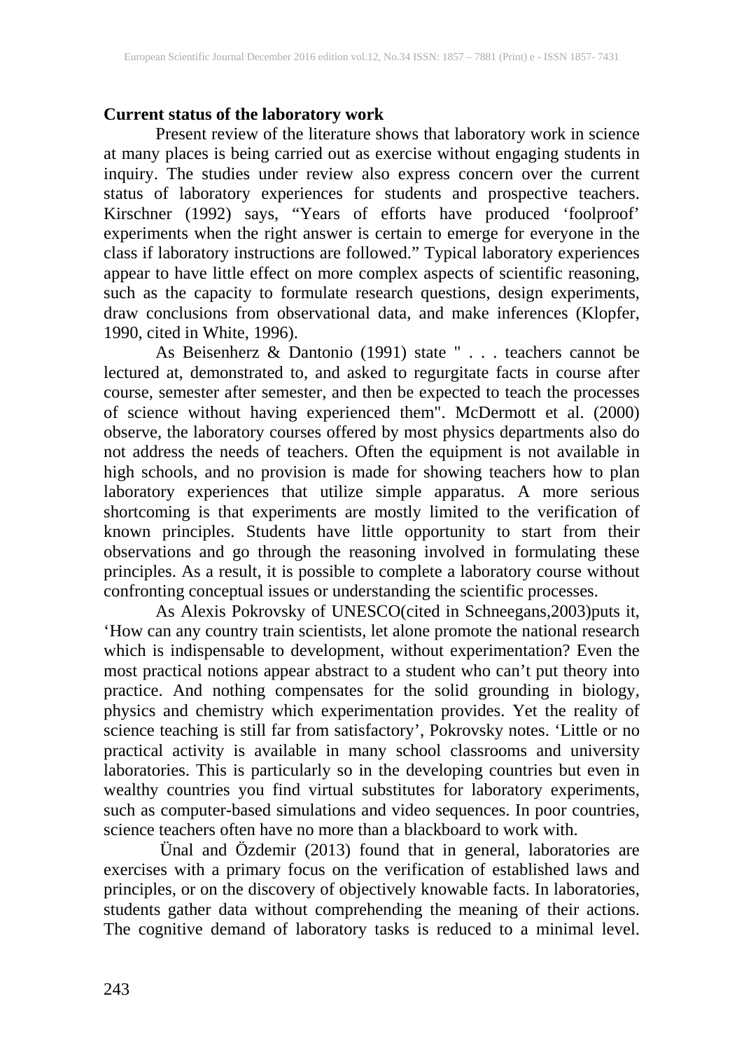**Current status of the laboratory work**

Present review of the literature shows that laboratory work in science at many places is being carried out as exercise without engaging students in inquiry. The studies under review also express concern over the current status of laboratory experiences for students and prospective teachers. Kirschner (1992) says, "Years of efforts have produced 'foolproof' experiments when the right answer is certain to emerge for everyone in the class if laboratory instructions are followed." Typical laboratory experiences appear to have little effect on more complex aspects of scientific reasoning, such as the capacity to formulate research questions, design experiments, draw conclusions from observational data, and make inferences (Klopfer, 1990, cited in White, 1996).

As Beisenherz & Dantonio (1991) state " . . . teachers cannot be lectured at, demonstrated to, and asked to regurgitate facts in course after course, semester after semester, and then be expected to teach the processes of science without having experienced them". McDermott et al. (2000) observe, the laboratory courses offered by most physics departments also do not address the needs of teachers. Often the equipment is not available in high schools, and no provision is made for showing teachers how to plan laboratory experiences that utilize simple apparatus. A more serious shortcoming is that experiments are mostly limited to the verification of known principles. Students have little opportunity to start from their observations and go through the reasoning involved in formulating these principles. As a result, it is possible to complete a laboratory course without confronting conceptual issues or understanding the scientific processes.

As Alexis Pokrovsky of UNESCO(cited in Schneegans,2003)puts it, 'How can any country train scientists, let alone promote the national research which is indispensable to development, without experimentation? Even the most practical notions appear abstract to a student who can't put theory into practice. And nothing compensates for the solid grounding in biology, physics and chemistry which experimentation provides. Yet the reality of science teaching is still far from satisfactory', Pokrovsky notes. 'Little or no practical activity is available in many school classrooms and university laboratories. This is particularly so in the developing countries but even in wealthy countries you find virtual substitutes for laboratory experiments, such as computer-based simulations and video sequences. In poor countries, science teachers often have no more than a blackboard to work with.

Ünal and Özdemir (2013) found that in general, laboratories are exercises with a primary focus on the verification of established laws and principles, or on the discovery of objectively knowable facts. In laboratories, students gather data without comprehending the meaning of their actions. The cognitive demand of laboratory tasks is reduced to a minimal level.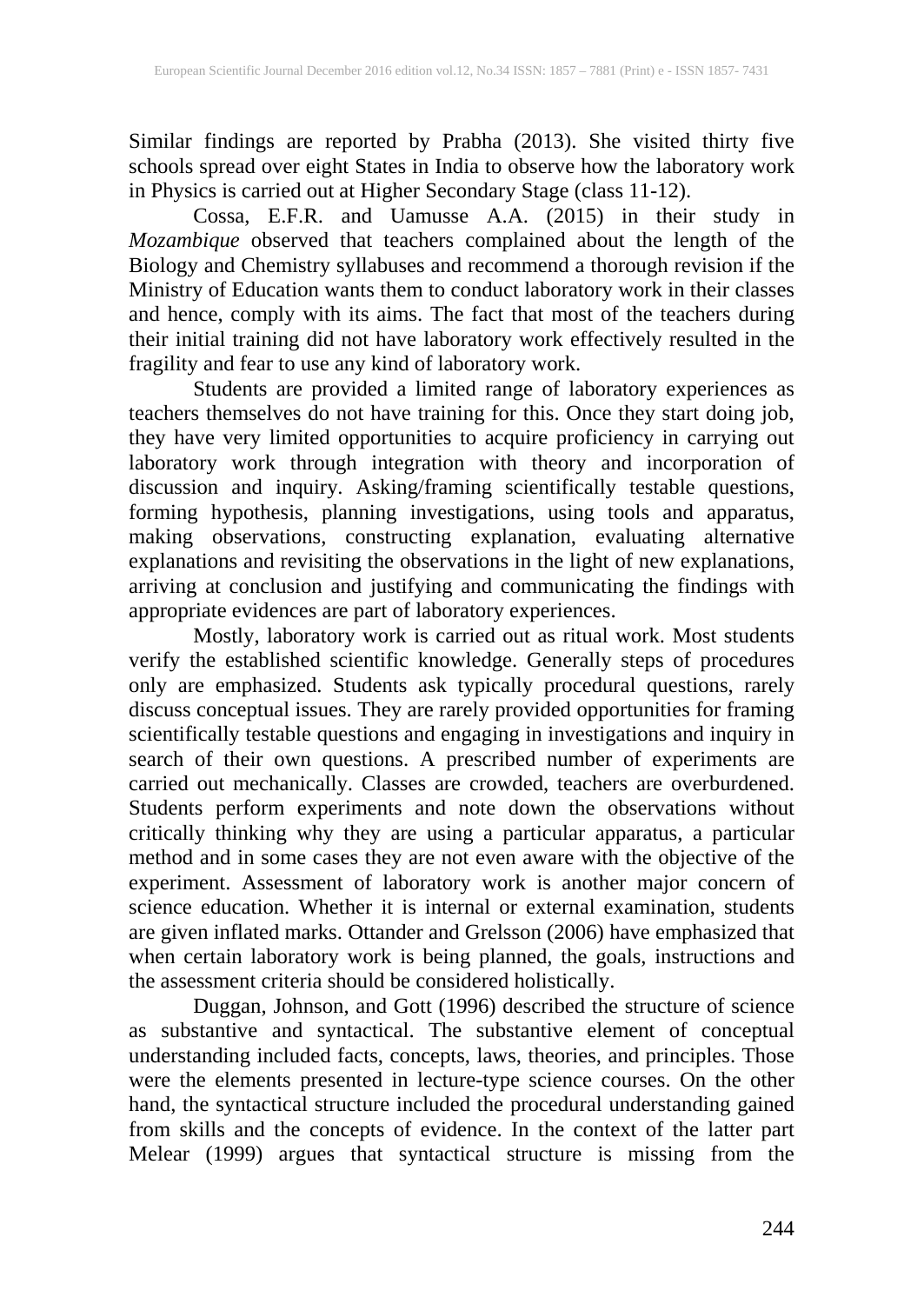Similar findings are reported by Prabha (2013). She visited thirty five schools spread over eight States in India to observe how the laboratory work in Physics is carried out at Higher Secondary Stage (class 11-12).

Cossa, E.F.R. and Uamusse A.A. (2015) in their study in *Mozambique* observed that teachers complained about the length of the Biology and Chemistry syllabuses and recommend a thorough revision if the Ministry of Education wants them to conduct laboratory work in their classes and hence, comply with its aims. The fact that most of the teachers during their initial training did not have laboratory work effectively resulted in the fragility and fear to use any kind of laboratory work.

Students are provided a limited range of laboratory experiences as teachers themselves do not have training for this. Once they start doing job, they have very limited opportunities to acquire proficiency in carrying out laboratory work through integration with theory and incorporation of discussion and inquiry. Asking/framing scientifically testable questions, forming hypothesis, planning investigations, using tools and apparatus, making observations, constructing explanation, evaluating alternative explanations and revisiting the observations in the light of new explanations, arriving at conclusion and justifying and communicating the findings with appropriate evidences are part of laboratory experiences.

Mostly, laboratory work is carried out as ritual work. Most students verify the established scientific knowledge. Generally steps of procedures only are emphasized. Students ask typically procedural questions, rarely discuss conceptual issues. They are rarely provided opportunities for framing scientifically testable questions and engaging in investigations and inquiry in search of their own questions. A prescribed number of experiments are carried out mechanically. Classes are crowded, teachers are overburdened. Students perform experiments and note down the observations without critically thinking why they are using a particular apparatus, a particular method and in some cases they are not even aware with the objective of the experiment. Assessment of laboratory work is another major concern of science education. Whether it is internal or external examination, students are given inflated marks. Ottander and Grelsson (2006) have emphasized that when certain laboratory work is being planned, the goals, instructions and the assessment criteria should be considered holistically.

Duggan, Johnson, and Gott (1996) described the structure of science as substantive and syntactical. The substantive element of conceptual understanding included facts, concepts, laws, theories, and principles. Those were the elements presented in lecture-type science courses. On the other hand, the syntactical structure included the procedural understanding gained from skills and the concepts of evidence. In the context of the latter part Melear (1999) argues that syntactical structure is missing from the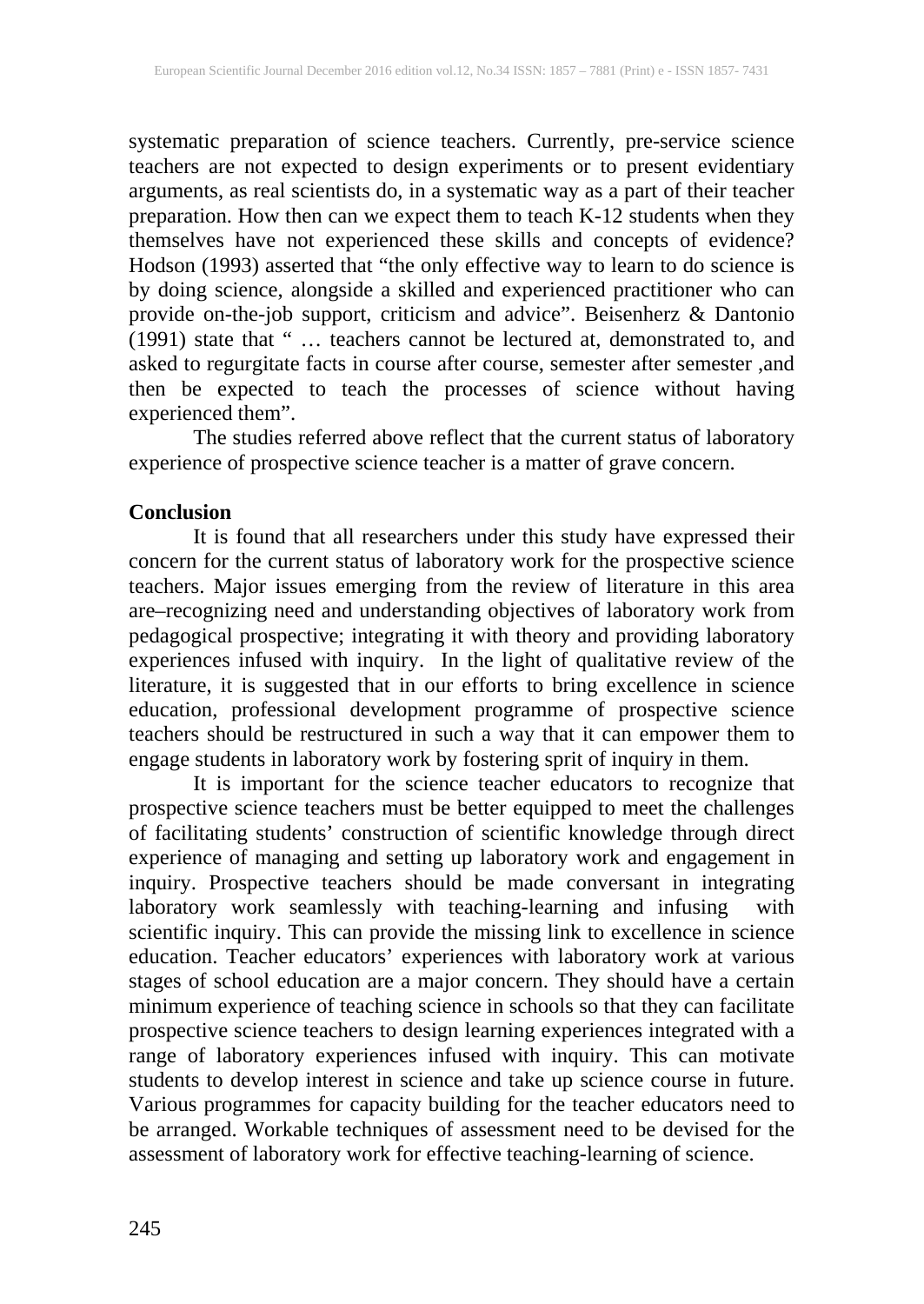systematic preparation of science teachers. Currently, pre-service science teachers are not expected to design experiments or to present evidentiary arguments, as real scientists do, in a systematic way as a part of their teacher preparation. How then can we expect them to teach K-12 students when they themselves have not experienced these skills and concepts of evidence? Hodson (1993) asserted that "the only effective way to learn to do science is by doing science, alongside a skilled and experienced practitioner who can provide on-the-job support, criticism and advice". Beisenherz & Dantonio (1991) state that " … teachers cannot be lectured at, demonstrated to, and asked to regurgitate facts in course after course, semester after semester ,and then be expected to teach the processes of science without having experienced them".

The studies referred above reflect that the current status of laboratory experience of prospective science teacher is a matter of grave concern.

**Conclusion**

It is found that all researchers under this study have expressed their concern for the current status of laboratory work for the prospective science teachers. Major issues emerging from the review of literature in this area are–recognizing need and understanding objectives of laboratory work from pedagogical prospective; integrating it with theory and providing laboratory experiences infused with inquiry. In the light of qualitative review of the literature, it is suggested that in our efforts to bring excellence in science education, professional development programme of prospective science teachers should be restructured in such a way that it can empower them to engage students in laboratory work by fostering sprit of inquiry in them.

It is important for the science teacher educators to recognize that prospective science teachers must be better equipped to meet the challenges of facilitating students' construction of scientific knowledge through direct experience of managing and setting up laboratory work and engagement in inquiry. Prospective teachers should be made conversant in integrating laboratory work seamlessly with teaching-learning and infusing with scientific inquiry. This can provide the missing link to excellence in science education. Teacher educators' experiences with laboratory work at various stages of school education are a major concern. They should have a certain minimum experience of teaching science in schools so that they can facilitate prospective science teachers to design learning experiences integrated with a range of laboratory experiences infused with inquiry. This can motivate students to develop interest in science and take up science course in future. Various programmes for capacity building for the teacher educators need to be arranged. Workable techniques of assessment need to be devised for the assessment of laboratory work for effective teaching-learning of science.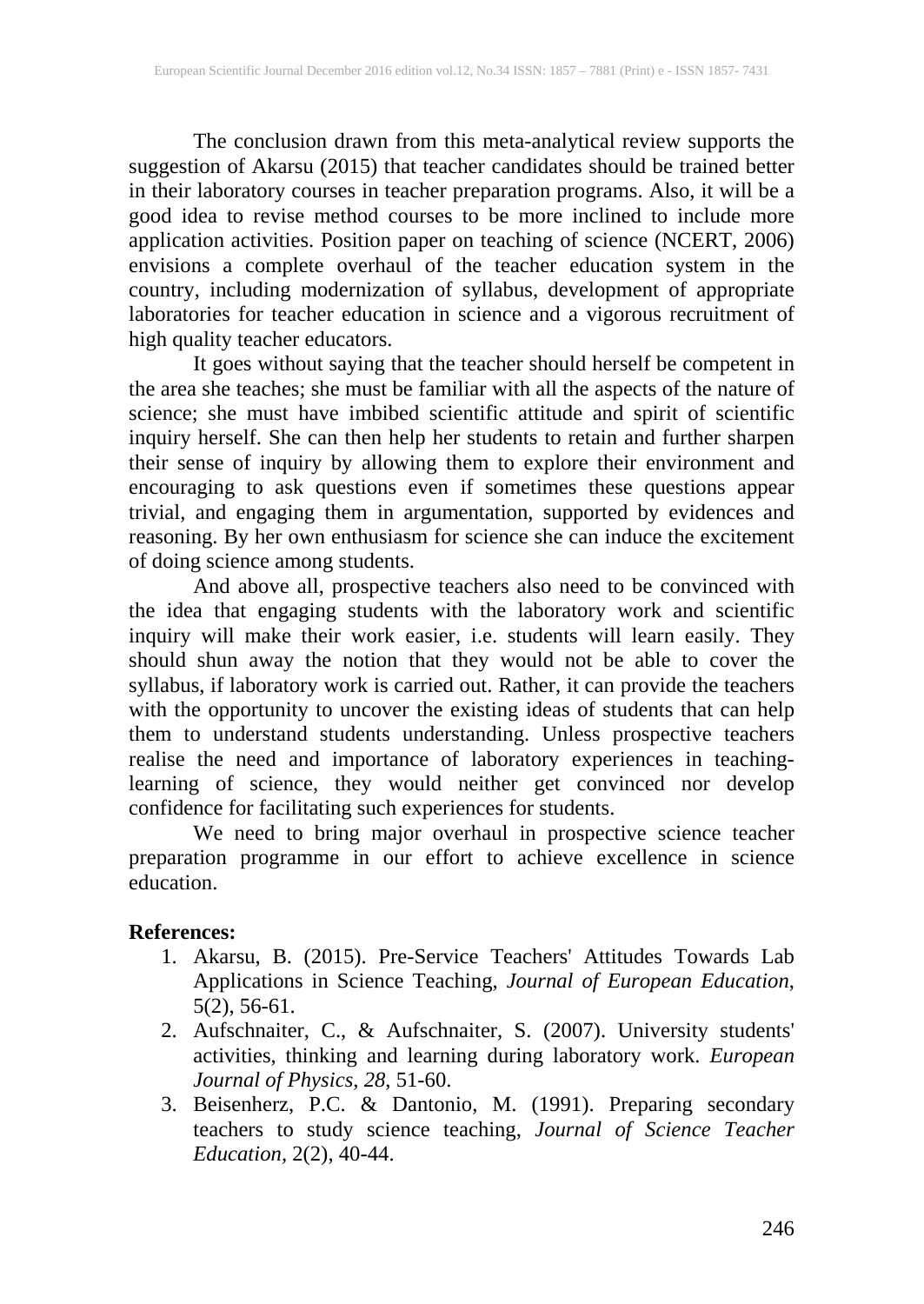The conclusion drawn from this meta-analytical review supports the suggestion of Akarsu (2015) that teacher candidates should be trained better in their laboratory courses in teacher preparation programs. Also, it will be a good idea to revise method courses to be more inclined to include more application activities. Position paper on teaching of science (NCERT, 2006) envisions a complete overhaul of the teacher education system in the country, including modernization of syllabus, development of appropriate laboratories for teacher education in science and a vigorous recruitment of high quality teacher educators.

It goes without saying that the teacher should herself be competent in the area she teaches; she must be familiar with all the aspects of the nature of science; she must have imbibed scientific attitude and spirit of scientific inquiry herself. She can then help her students to retain and further sharpen their sense of inquiry by allowing them to explore their environment and encouraging to ask questions even if sometimes these questions appear trivial, and engaging them in argumentation, supported by evidences and reasoning. By her own enthusiasm for science she can induce the excitement of doing science among students.

And above all, prospective teachers also need to be convinced with the idea that engaging students with the laboratory work and scientific inquiry will make their work easier, i.e. students will learn easily. They should shun away the notion that they would not be able to cover the syllabus, if laboratory work is carried out. Rather, it can provide the teachers with the opportunity to uncover the existing ideas of students that can help them to understand students understanding. Unless prospective teachers realise the need and importance of laboratory experiences in teaching-learning of science, they would neither get convinced nor develop confidence for facilitating such experiences for students.

We need to bring major overhaul in prospective science teacher preparation programme in our effort to achieve excellence in science education.

**References:**

1. Akarsu, B. (2015). Pre-Service Teachers' Attitudes Towards Lab Applications in Science Teaching, *Journal of European Education*, 5(2), 56-61.
2. Aufschnaiter, C., & Aufschnaiter, S. (2007). University students' activities, thinking and learning during laboratory work. *European Journal of Physics*, *28*, 51-60.
3. Beisenherz, P.C. & Dantonio, M. (1991). Preparing secondary teachers to study science teaching, *Journal of Science Teacher Education*, 2(2), 40-44.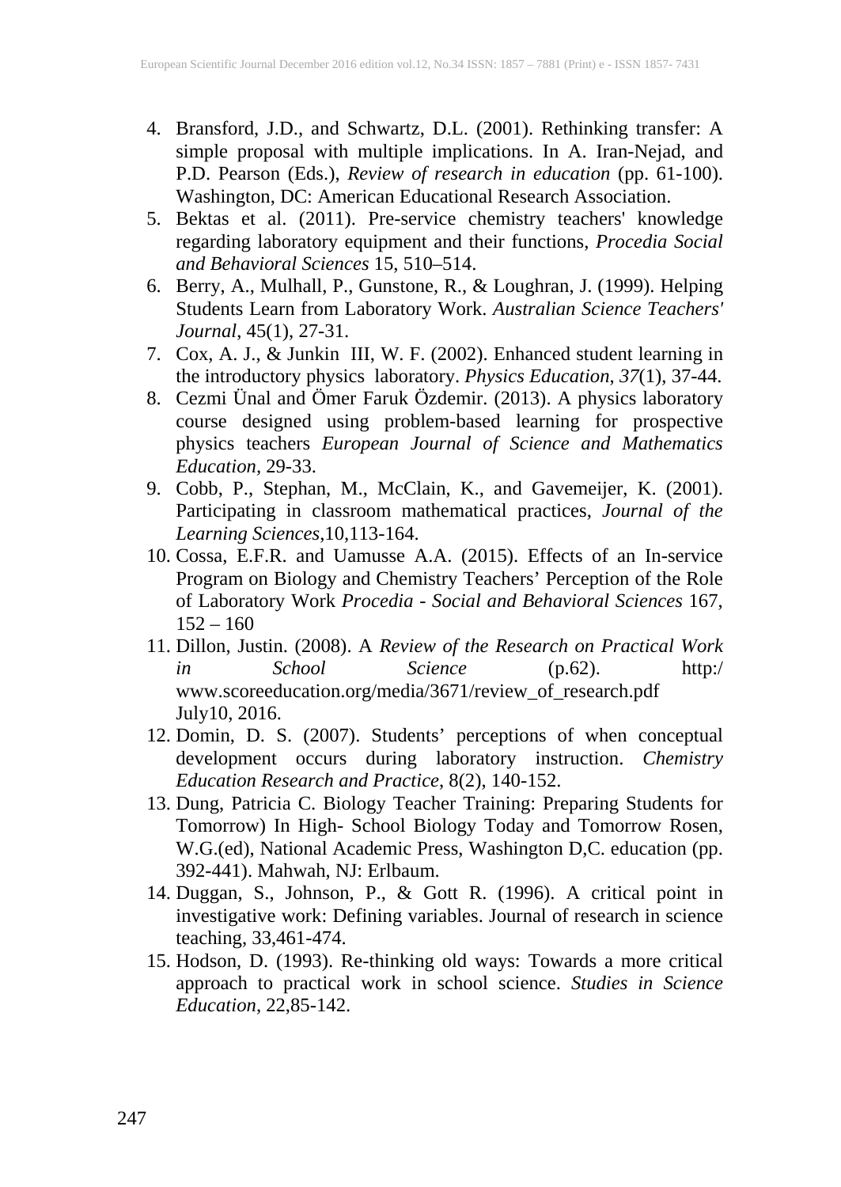4. Bransford, J.D., and Schwartz, D.L. (2001). Rethinking transfer: A simple proposal with multiple implications. In A. Iran-Nejad, and P.D. Pearson (Eds.), *Review of research in education* (pp. 61-100). Washington, DC: American Educational Research Association.
5. Bektas et al. (2011). Pre-service chemistry teachers' knowledge regarding laboratory equipment and their functions, *Procedia Social and Behavioral Sciences* 15, 510–514.
6. Berry, A., Mulhall, P., Gunstone, R., & Loughran, J. (1999). Helping Students Learn from Laboratory Work. *Australian Science Teachers' Journal*, 45(1), 27-31.
7. Cox, A. J., & Junkin III, W. F. (2002). Enhanced student learning in the introductory physics laboratory. *Physics Education*, *37*(1), 37-44.
8. Cezmi Ünal and Ömer Faruk Özdemir. (2013). A physics laboratory course designed using problem-based learning for prospective physics teachers *European Journal of Science and Mathematics Education*, 29-33.
9. Cobb, P., Stephan, M., McClain, K., and Gavemeijer, K. (2001). Participating in classroom mathematical practices, *Journal of the Learning Sciences*,10,113-164.
10. Cossa, E.F.R. and Uamusse A.A. (2015). Effects of an In-service Program on Biology and Chemistry Teachers' Perception of the Role of Laboratory Work *Procedia - Social and Behavioral Sciences* 167, 152 – 160
11. Dillon, Justin. (2008). A *Review of the Research on Practical Work in School Science* (p.62). http:/ www.scoreeducation.org/media/3671/review_of_research.pdf July10, 2016.
12. Domin, D. S. (2007). Students' perceptions of when conceptual development occurs during laboratory instruction. *Chemistry Education Research and Practice*, 8(2), 140-152.
13. Dung, Patricia C. Biology Teacher Training: Preparing Students for Tomorrow) In High- School Biology Today and Tomorrow Rosen, W.G.(ed), National Academic Press, Washington D,C. education (pp. 392-441). Mahwah, NJ: Erlbaum.
14. Duggan, S., Johnson, P., & Gott R. (1996). A critical point in investigative work: Defining variables. Journal of research in science teaching, 33,461-474.
15. Hodson, D. (1993). Re-thinking old ways: Towards a more critical approach to practical work in school science. *Studies in Science Education*, 22,85-142.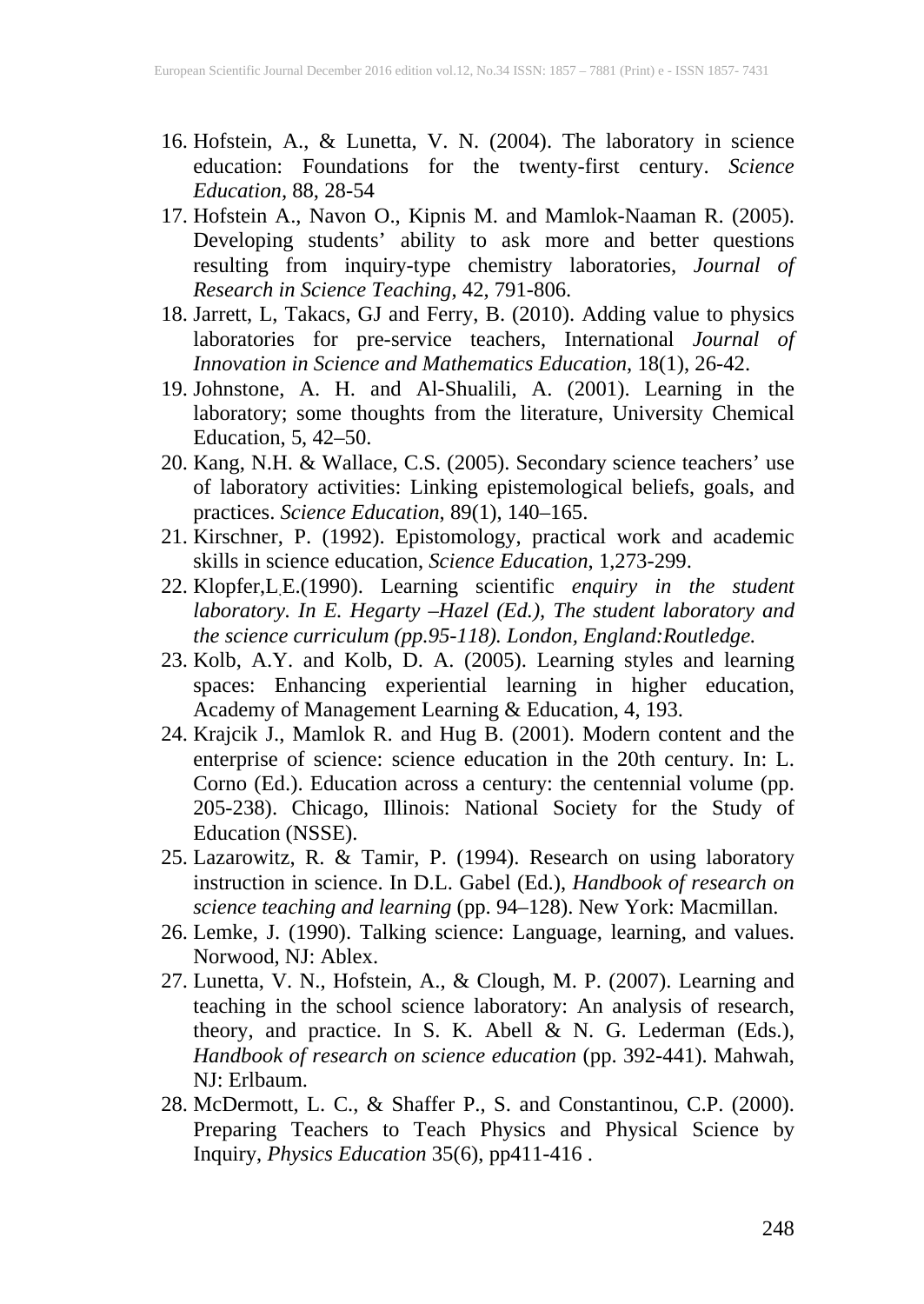16. Hofstein, A., & Lunetta, V. N. (2004). The laboratory in science education: Foundations for the twenty-first century. *Science Education*, 88, 28-54
17. Hofstein A., Navon O., Kipnis M. and Mamlok-Naaman R. (2005). Developing students' ability to ask more and better questions resulting from inquiry-type chemistry laboratories, *Journal of Research in Science Teaching*, 42, 791-806.
18. Jarrett, L, Takacs, GJ and Ferry, B. (2010). Adding value to physics laboratories for pre-service teachers, International *Journal of Innovation in Science and Mathematics Education*, 18(1), 26-42.
19. Johnstone, A. H. and Al-Shualili, A. (2001). Learning in the laboratory; some thoughts from the literature, University Chemical Education, 5, 42–50.
20. Kang, N.H. & Wallace, C.S. (2005). Secondary science teachers' use of laboratory activities: Linking epistemological beliefs, goals, and practices. *Science Education*, 89(1), 140–165.
21. Kirschner, P. (1992). Epistomology, practical work and academic skills in science education, *Science Education*, 1,273-299.
22. Klopfer,L.E.(1990). Learning scientific *enquiry in the student laboratory. In E. Hegarty –Hazel (Ed.), The student laboratory and the science curriculum (pp.95-118). London, England:Routledge.*
23. Kolb, A.Y. and Kolb, D. A. (2005). Learning styles and learning spaces: Enhancing experiential learning in higher education, Academy of Management Learning & Education, 4, 193.
24. Krajcik J., Mamlok R. and Hug B. (2001). Modern content and the enterprise of science: science education in the 20th century. In: L. Corno (Ed.). Education across a century: the centennial volume (pp. 205-238). Chicago, Illinois: National Society for the Study of Education (NSSE).
25. Lazarowitz, R. & Tamir, P. (1994). Research on using laboratory instruction in science. In D.L. Gabel (Ed.), *Handbook of research on science teaching and learning* (pp. 94–128). New York: Macmillan.
26. Lemke, J. (1990). Talking science: Language, learning, and values. Norwood, NJ: Ablex.
27. Lunetta, V. N., Hofstein, A., & Clough, M. P. (2007). Learning and teaching in the school science laboratory: An analysis of research, theory, and practice. In S. K. Abell & N. G. Lederman (Eds.), *Handbook of research on science education* (pp. 392-441). Mahwah, NJ: Erlbaum.
28. McDermott, L. C., & Shaffer P., S. and Constantinou, C.P. (2000). Preparing Teachers to Teach Physics and Physical Science by Inquiry, *Physics Education* 35(6), pp411-416 .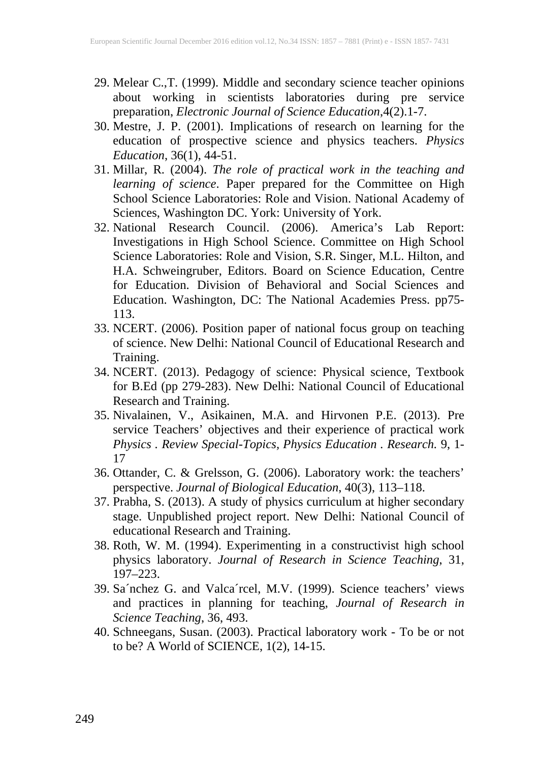29. Melear C.,T. (1999). Middle and secondary science teacher opinions about working in scientists laboratories during pre service preparation, *Electronic Journal of Science Education*,4(2).1-7.
30. Mestre, J. P. (2001). Implications of research on learning for the education of prospective science and physics teachers. *Physics Education*, 36(1), 44-51.
31. Millar, R. (2004). *The role of practical work in the teaching and learning of science*. Paper prepared for the Committee on High School Science Laboratories: Role and Vision. National Academy of Sciences, Washington DC. York: University of York.
32. National Research Council. (2006). America's Lab Report: Investigations in High School Science. Committee on High School Science Laboratories: Role and Vision, S.R. Singer, M.L. Hilton, and H.A. Schweingruber, Editors. Board on Science Education, Centre for Education. Division of Behavioral and Social Sciences and Education. Washington, DC: The National Academies Press. pp75-113.
33. NCERT. (2006). Position paper of national focus group on teaching of science. New Delhi: National Council of Educational Research and Training.
34. NCERT. (2013). Pedagogy of science: Physical science, Textbook for B.Ed (pp 279-283). New Delhi: National Council of Educational Research and Training.
35. Nivalainen, V., Asikainen, M.A. and Hirvonen P.E. (2013). Pre service Teachers' objectives and their experience of practical work *Physics . Review Special-Topics, Physics Education . Research.* 9, 1-17
36. Ottander, C. & Grelsson, G. (2006). Laboratory work: the teachers' perspective. *Journal of Biological Education*, 40(3), 113–118.
37. Prabha, S. (2013). A study of physics curriculum at higher secondary stage. Unpublished project report. New Delhi: National Council of educational Research and Training.
38. Roth, W. M. (1994). Experimenting in a constructivist high school physics laboratory. *Journal of Research in Science Teaching*, 31, 197–223.
39. Sa´nchez G. and Valca´rcel, M.V. (1999). Science teachers' views and practices in planning for teaching, *Journal of Research in Science Teaching*, 36, 493.
40. Schneegans, Susan. (2003). Practical laboratory work - To be or not to be? A World of SCIENCE, 1(2), 14-15.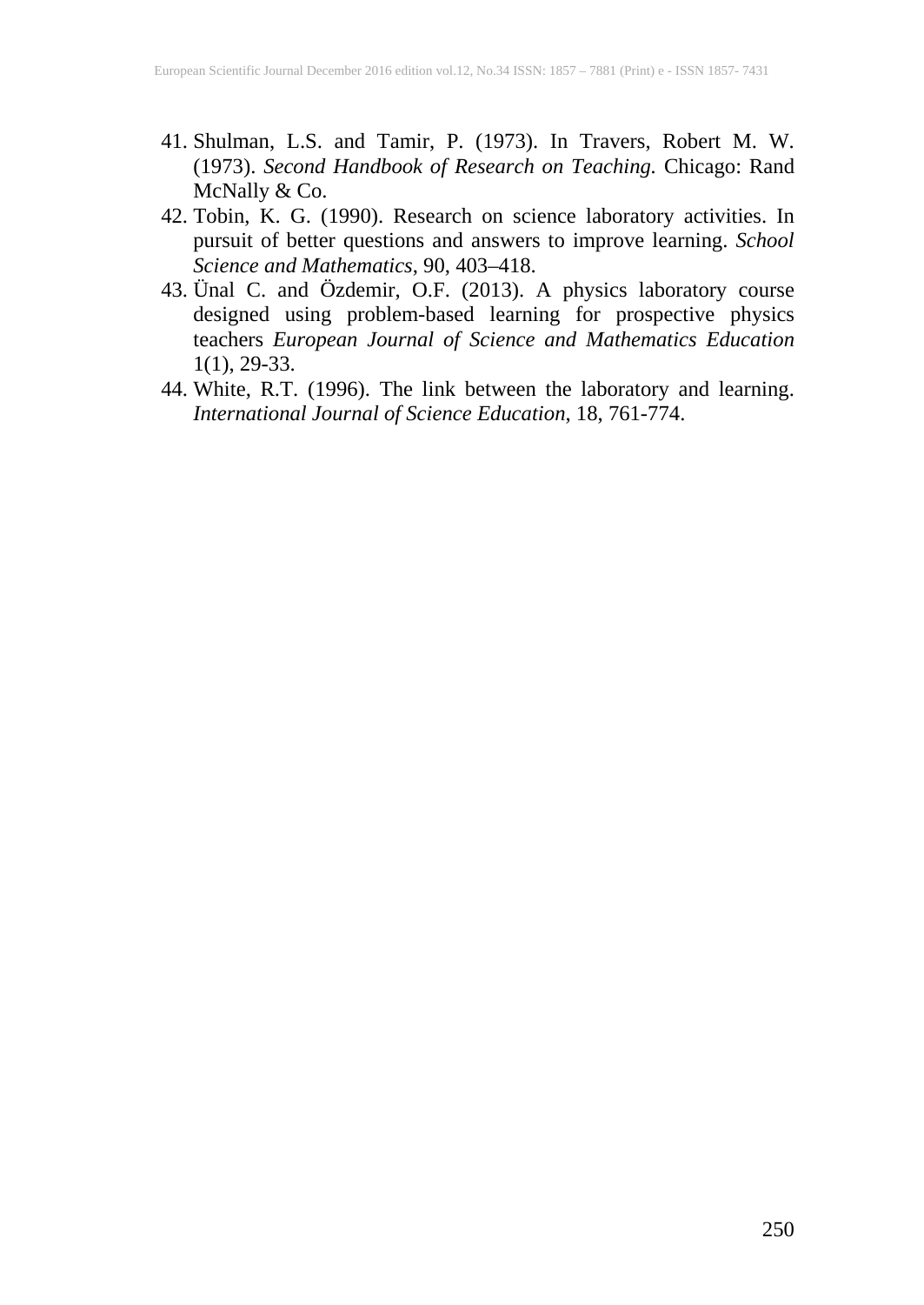41. Shulman, L.S. and Tamir, P. (1973). In Travers, Robert M. W. (1973). *Second Handbook of Research on Teaching.* Chicago: Rand McNally & Co.
42. Tobin, K. G. (1990). Research on science laboratory activities. In pursuit of better questions and answers to improve learning. *School Science and Mathematics*, 90, 403–418.
43. Ünal C. and Özdemir, O.F. (2013). A physics laboratory course designed using problem-based learning for prospective physics teachers *European Journal of Science and Mathematics Education* 1(1), 29-33.
44. White, R.T. (1996). The link between the laboratory and learning. *International Journal of Science Education*, 18, 761-774.